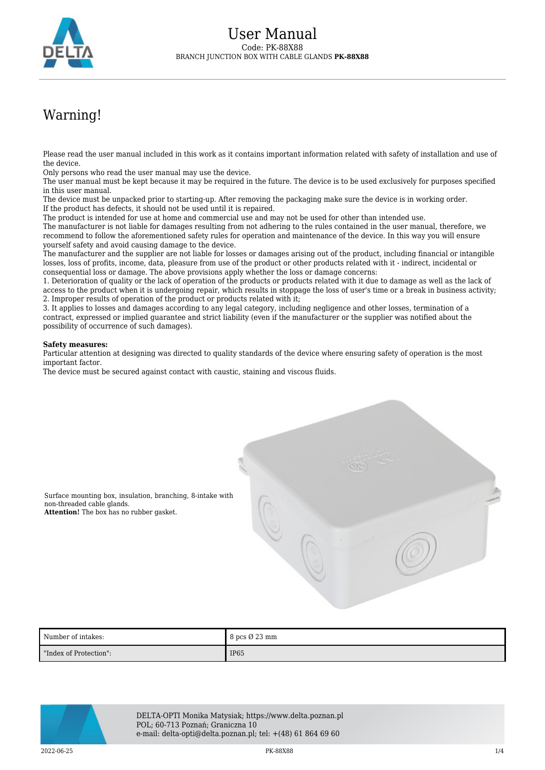# User Manual

Code: PK-88X88

BRANCH JUNCTION BOX WITH CABLE GLANDS **PK-88X88**

## Warning!

Please read the user manual included in this work as it contains important information related with safety of installation and use of the device.
Only persons who read the user manual may use the device.
The user manual must be kept because it may be required in the future. The device is to be used exclusively for purposes specified in this user manual.
The device must be unpacked prior to starting-up. After removing the packaging make sure the device is in working order.
If the product has defects, it should not be used until it is repaired.
The product is intended for use at home and commercial use and may not be used for other than intended use.
The manufacturer is not liable for damages resulting from not adhering to the rules contained in the user manual, therefore, we recommend to follow the aforementioned safety rules for operation and maintenance of the device. In this way you will ensure yourself safety and avoid causing damage to the device.
The manufacturer and the supplier are not liable for losses or damages arising out of the product, including financial or intangible losses, loss of profits, income, data, pleasure from use of the product or other products related with it - indirect, incidental or consequential loss or damage. The above provisions apply whether the loss or damage concerns:
1. Deterioration of quality or the lack of operation of the products or products related with it due to damage as well as the lack of access to the product when it is undergoing repair, which results in stoppage the loss of user's time or a break in business activity;
2. Improper results of operation of the product or products related with it;
3. It applies to losses and damages according to any legal category, including negligence and other losses, termination of a contract, expressed or implied guarantee and strict liability (even if the manufacturer or the supplier was notified about the possibility of occurrence of such damages).

**Safety measures:**
Particular attention at designing was directed to quality standards of the device where ensuring safety of operation is the most important factor.
The device must be secured against contact with caustic, staining and viscous fluids.

Surface mounting box, insulation, branching, 8-intake with non-threaded cable glands.
**Attention!** The box has no rubber gasket.

| Number of intakes: | 8 pcs Ø 23 mm |
| --- | --- |
| "Index of Protection": | IP65 |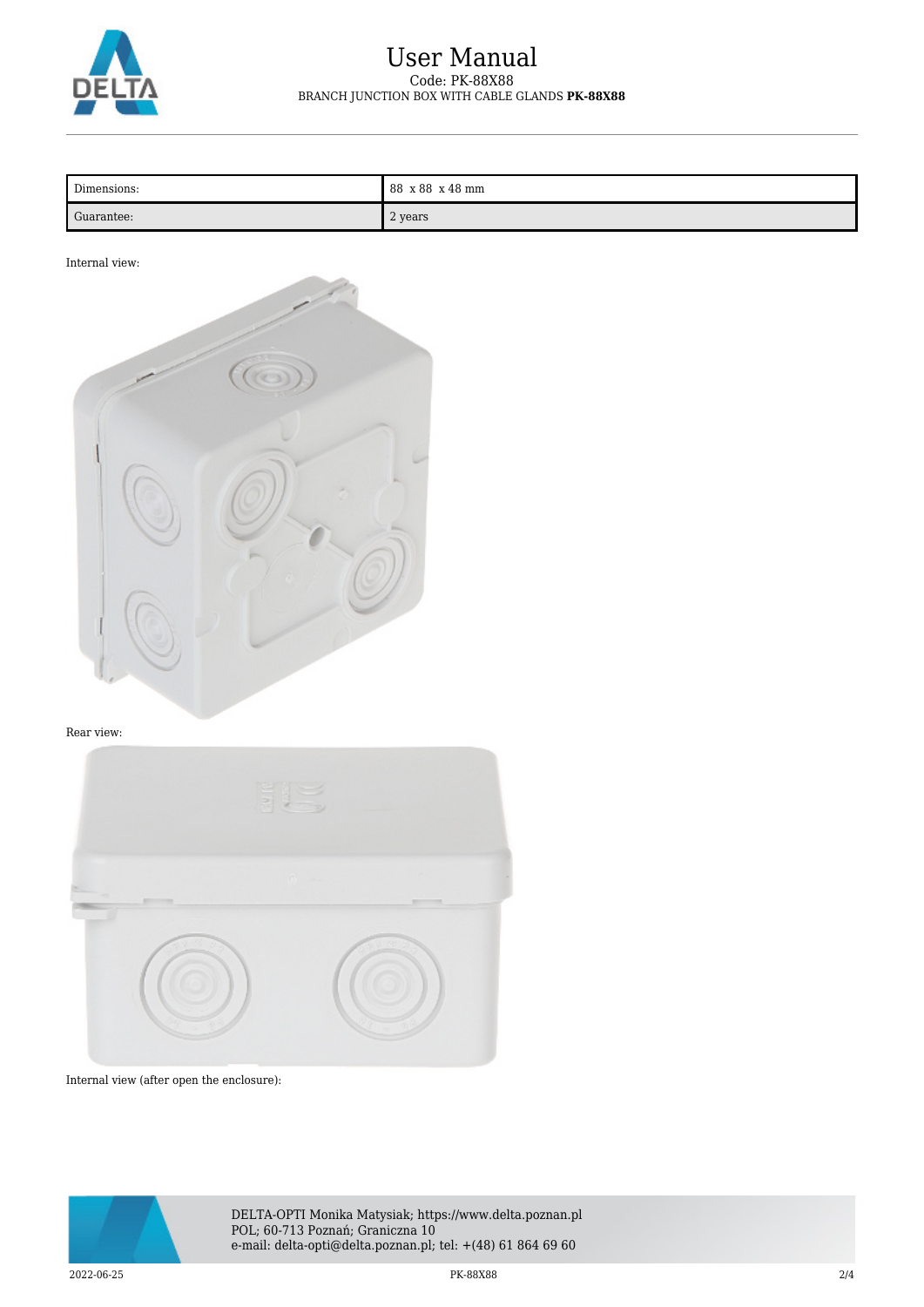| Dimensions: | 88 x 88 x 48 mm |
| --- | --- |
| Guarantee: | 2 years |

Internal view:

Rear view:

Internal view (after open the enclosure):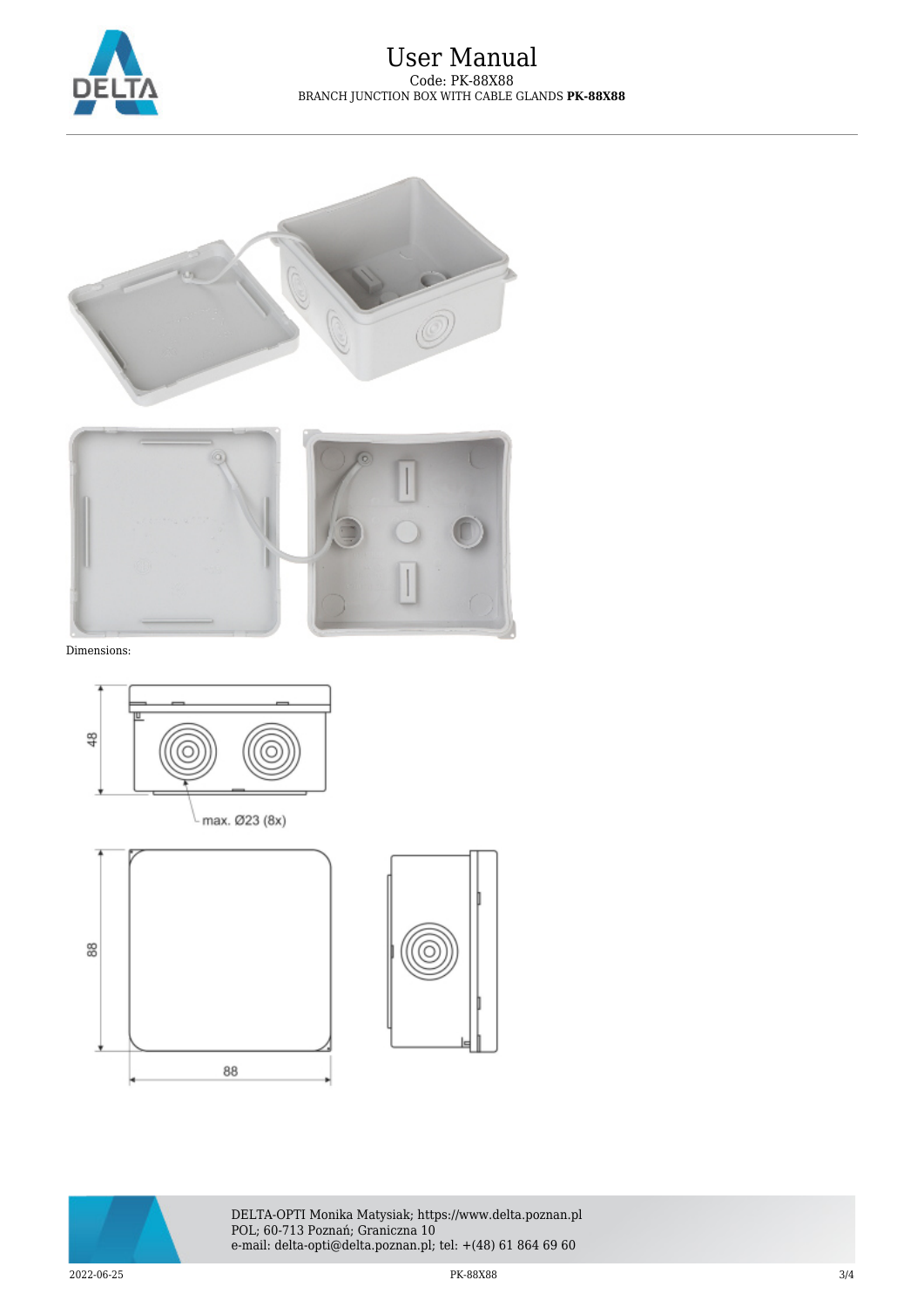Dimensions: